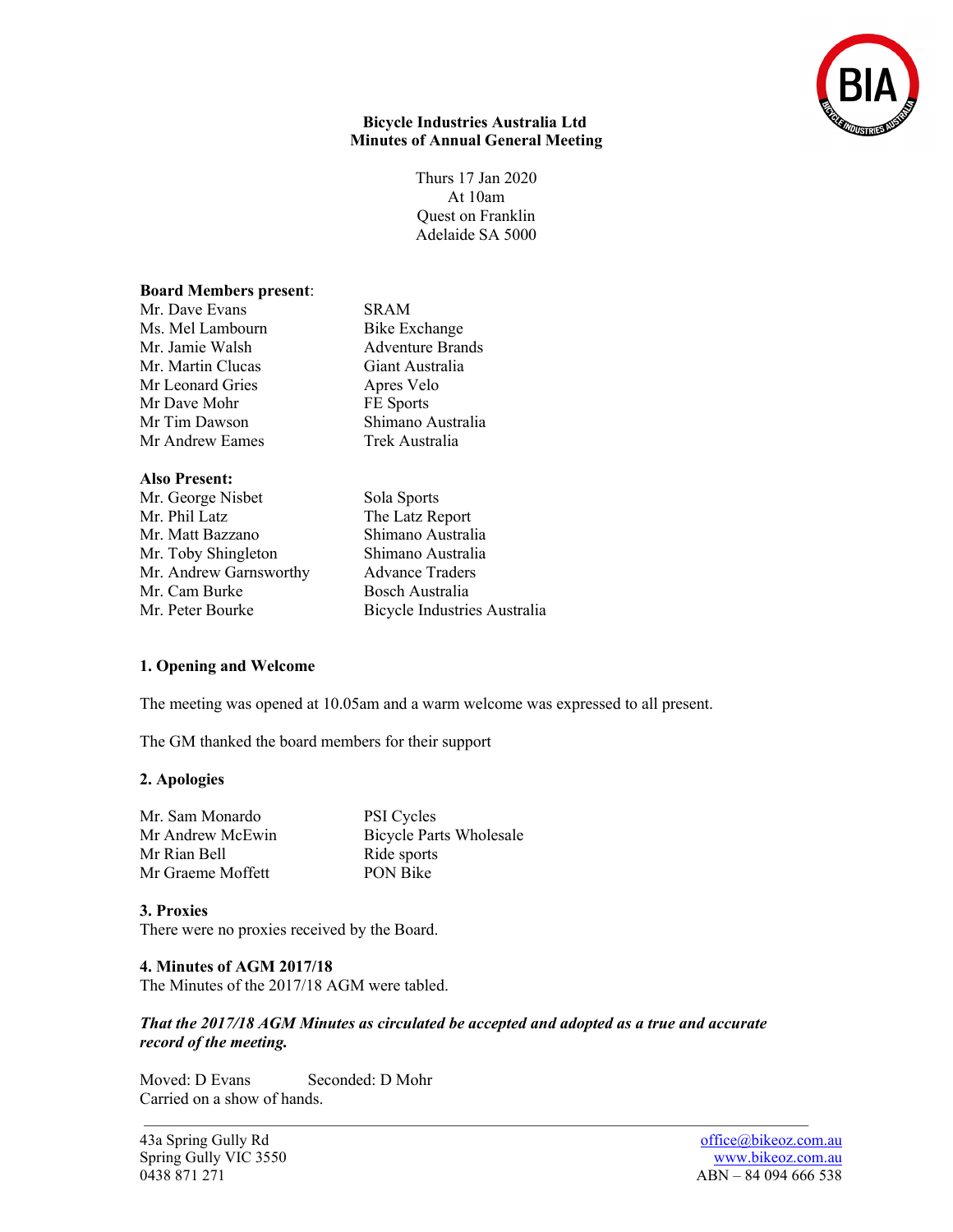**Bicycle Industries Australia Ltd**
**Minutes of Annual General Meeting**

Thurs 17 Jan 2020
At 10am
Quest on Franklin
Adelaide SA 5000

**Board Members present**:

| | |
|---|---|
| Mr. Dave Evans | SRAM |
| Ms. Mel Lambourn | Bike Exchange |
| Mr. Jamie Walsh | Adventure Brands |
| Mr. Martin Clucas | Giant Australia |
| Mr Leonard Gries | Apres Velo |
| Mr Dave Mohr | FE Sports |
| Mr Tim Dawson | Shimano Australia |
| Mr Andrew Eames | Trek Australia |

**Also Present:**

| | |
|---|---|
| Mr. George Nisbet | Sola Sports |
| Mr. Phil Latz | The Latz Report |
| Mr. Matt Bazzano | Shimano Australia |
| Mr. Toby Shingleton | Shimano Australia |
| Mr. Andrew Garnsworthy | Advance Traders |
| Mr. Cam Burke | Bosch Australia |
| Mr. Peter Bourke | Bicycle Industries Australia |

### 1. Opening and Welcome

The meeting was opened at 10.05am and a warm welcome was expressed to all present.

The GM thanked the board members for their support

### 2. Apologies

| | |
|---|---|
| Mr. Sam Monardo | PSI Cycles |
| Mr Andrew McEwin | Bicycle Parts Wholesale |
| Mr Rian Bell | Ride sports |
| Mr Graeme Moffett | PON Bike |

### 3. Proxies

There were no proxies received by the Board.

### 4. Minutes of AGM 2017/18

The Minutes of the 2017/18 AGM were tabled.

***That the 2017/18 AGM Minutes as circulated be accepted and adopted as a true and accurate record of the meeting.***

Moved: D Evans Seconded: D Mohr
Carried on a show of hands.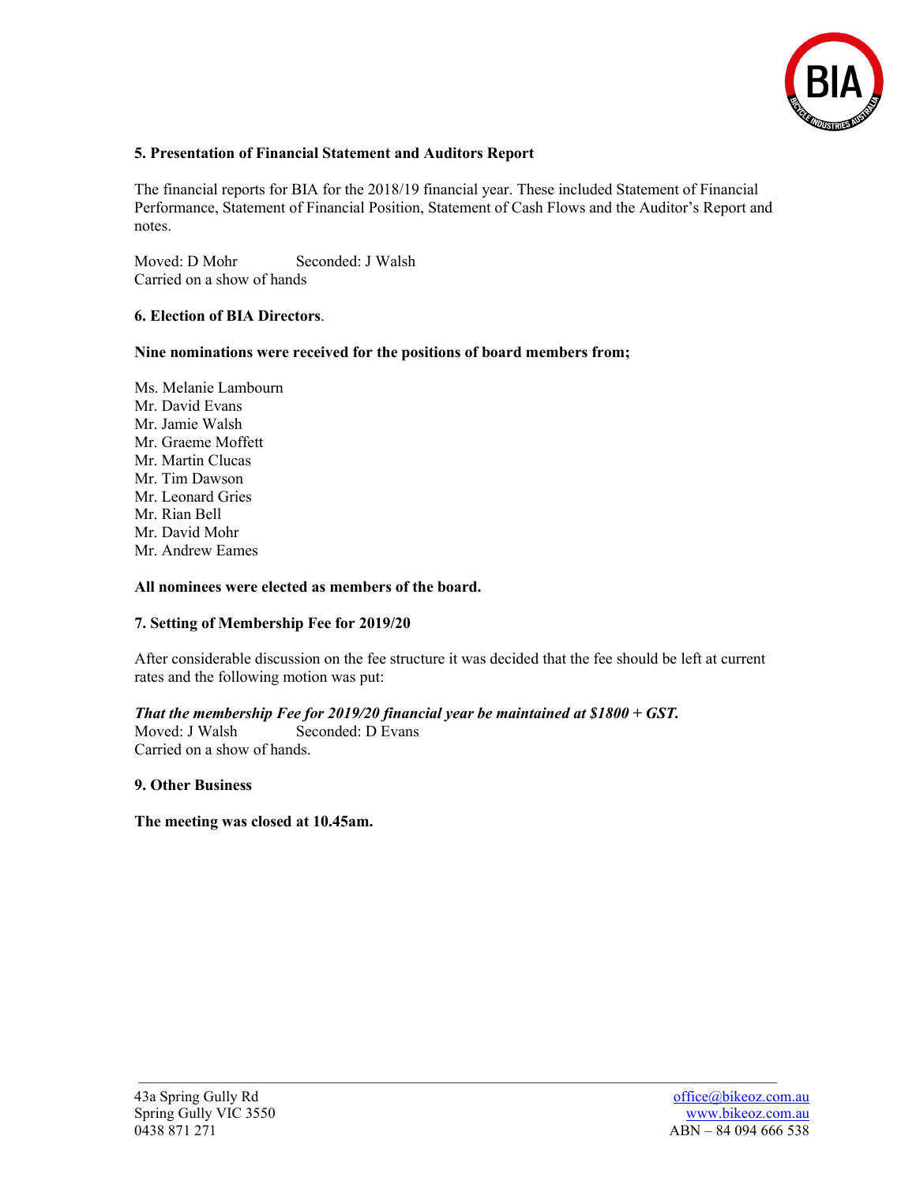**5. Presentation of Financial Statement and Auditors Report**

The financial reports for BIA for the 2018/19 financial year. These included Statement of Financial Performance, Statement of Financial Position, Statement of Cash Flows and the Auditor's Report and notes.

Moved: D Mohr  Seconded: J Walsh
Carried on a show of hands

**6. Election of BIA Directors**.

**Nine nominations were received for the positions of board members from;**

Ms. Melanie Lambourn
Mr. David Evans
Mr. Jamie Walsh
Mr. Graeme Moffett
Mr. Martin Clucas
Mr. Tim Dawson
Mr. Leonard Gries
Mr. Rian Bell
Mr. David Mohr
Mr. Andrew Eames

**All nominees were elected as members of the board.**

**7. Setting of Membership Fee for 2019/20**

After considerable discussion on the fee structure it was decided that the fee should be left at current rates and the following motion was put:

***That the membership Fee for 2019/20 financial year be maintained at $1800 + GST.***
Moved: J Walsh  Seconded: D Evans
Carried on a show of hands.

**9. Other Business**

**The meeting was closed at 10.45am.**

43a Spring Gully Rd
Spring Gully VIC 3550
0438 871 271

office@bikeoz.com.au
www.bikeoz.com.au
ABN – 84 094 666 538